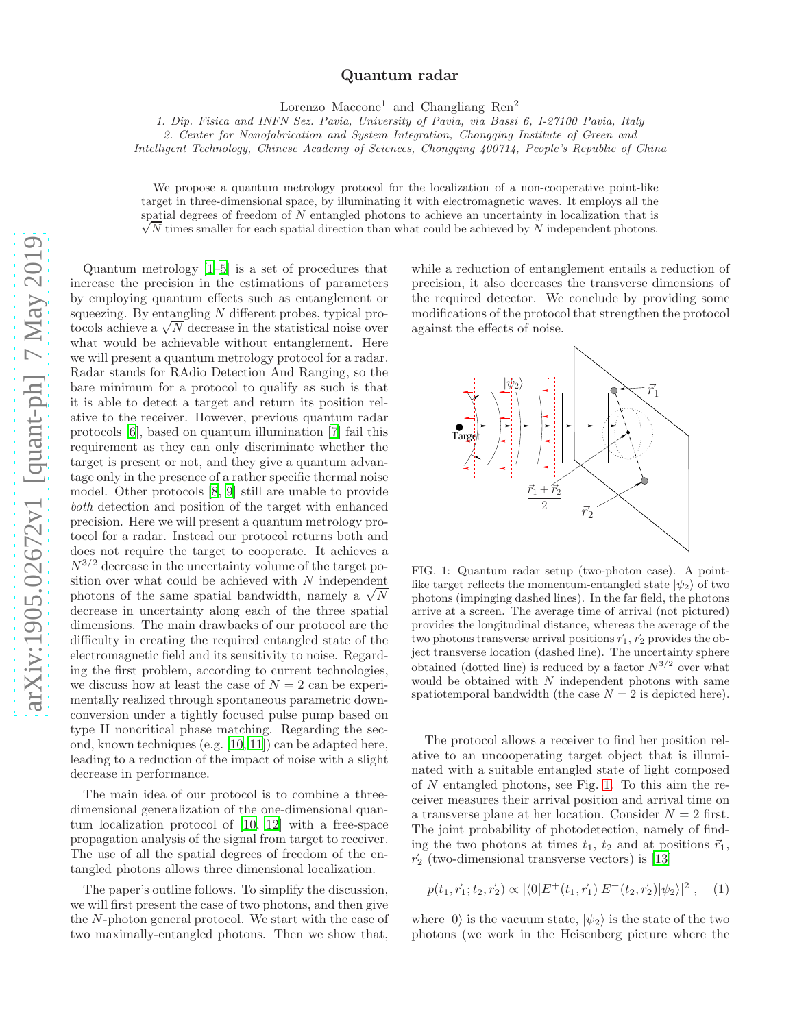# Quantum radar

Lorenzo Maccone[1] and Changliang Ren[2]

*1. Dip. Fisica and INFN Sez. Pavia, University of Pavia, via Bassi 6, I-27100 Pavia, Italy*
*2. Center for Nanofabrication and System Integration, Chongqing Institute of Green and Intelligent Technology, Chinese Academy of Sciences, Chongqing 400714, People's Republic of China*

We propose a quantum metrology protocol for the localization of a non-cooperative point-like target in three-dimensional space, by illuminating it with electromagnetic waves. It employs all the spatial degrees of freedom of $N$ entangled photons to achieve an uncertainty in localization that is $\sqrt{N}$ times smaller for each spatial direction than what could be achieved by $N$ independent photons.

Quantum metrology [1–5] is a set of procedures that increase the precision in the estimations of parameters by employing quantum effects such as entanglement or squeezing. By entangling $N$ different probes, typical protocols achieve a $\sqrt{N}$ decrease in the statistical noise over what would be achievable without entanglement. Here we will present a quantum metrology protocol for a radar. Radar stands for RAdio Detection And Ranging, so the bare minimum for a protocol to qualify as such is that it is able to detect a target and return its position relative to the receiver. However, previous quantum radar protocols [6], based on quantum illumination [7] fail this requirement as they can only discriminate whether the target is present or not, and they give a quantum advantage only in the presence of a rather specific thermal noise model. Other protocols [8, 9] still are unable to provide *both* detection and position of the target with enhanced precision. Here we will present a quantum metrology protocol for a radar. Instead our protocol returns both and does not require the target to cooperate. It achieves a $N^{3/2}$ decrease in the uncertainty volume of the target position over what could be achieved with $N$ independent photons of the same spatial bandwidth, namely a $\sqrt{N}$ decrease in uncertainty along each of the three spatial dimensions. The main drawbacks of our protocol are the difficulty in creating the required entangled state of the electromagnetic field and its sensitivity to noise. Regarding the first problem, according to current technologies, we discuss how at least the case of $N = 2$ can be experimentally realized through spontaneous parametric down-conversion under a tightly focused pulse pump based on type II noncritical phase matching. Regarding the second, known techniques (e.g. [10, 11]) can be adapted here, leading to a reduction of the impact of noise with a slight decrease in performance.

The main idea of our protocol is to combine a three-dimensional generalization of the one-dimensional quantum localization protocol of [10, 12] with a free-space propagation analysis of the signal from target to receiver. The use of all the spatial degrees of freedom of the entangled photons allows three dimensional localization.

The paper's outline follows. To simplify the discussion, we will first present the case of two photons, and then give the $N$-photon general protocol. We start with the case of two maximally-entangled photons. Then we show that, while a reduction of entanglement entails a reduction of precision, it also decreases the transverse dimensions of the required detector. We conclude by providing some modifications of the protocol that strengthen the protocol against the effects of noise.

FIG. 1: Quantum radar setup (two-photon case). A point-like target reflects the momentum-entangled state $|\psi_2\rangle$ of two photons (impinging dashed lines). In the far field, the photons arrive at a screen. The average time of arrival (not pictured) provides the longitudinal distance, whereas the average of the two photons transverse arrival positions $\vec{r}_1, \vec{r}_2$ provides the object transverse location (dashed line). The uncertainty sphere obtained (dotted line) is reduced by a factor $N^{3/2}$ over what would be obtained with $N$ independent photons with same spatiotemporal bandwidth (the case $N = 2$ is depicted here).

The protocol allows a receiver to find her position relative to an uncooperating target object that is illuminated with a suitable entangled state of light composed of $N$ entangled photons, see Fig. 1. To this aim the receiver measures their arrival position and arrival time on a transverse plane at her location. Consider $N = 2$ first. The joint probability of photodetection, namely of finding the two photons at times $t_1$, $t_2$ and at positions $\vec{r}_1$, $\vec{r}_2$ (two-dimensional transverse vectors) is [13]

$$p(t_1, \vec{r}_1; t_2, \vec{r}_2) \propto |\langle 0|E^+(t_1, \vec{r}_1)\, E^+(t_2, \vec{r}_2)|\psi_2\rangle|^2 \;, \quad (1)$$

where $|0\rangle$ is the vacuum state, $|\psi_2\rangle$ is the state of the two photons (we work in the Heisenberg picture where the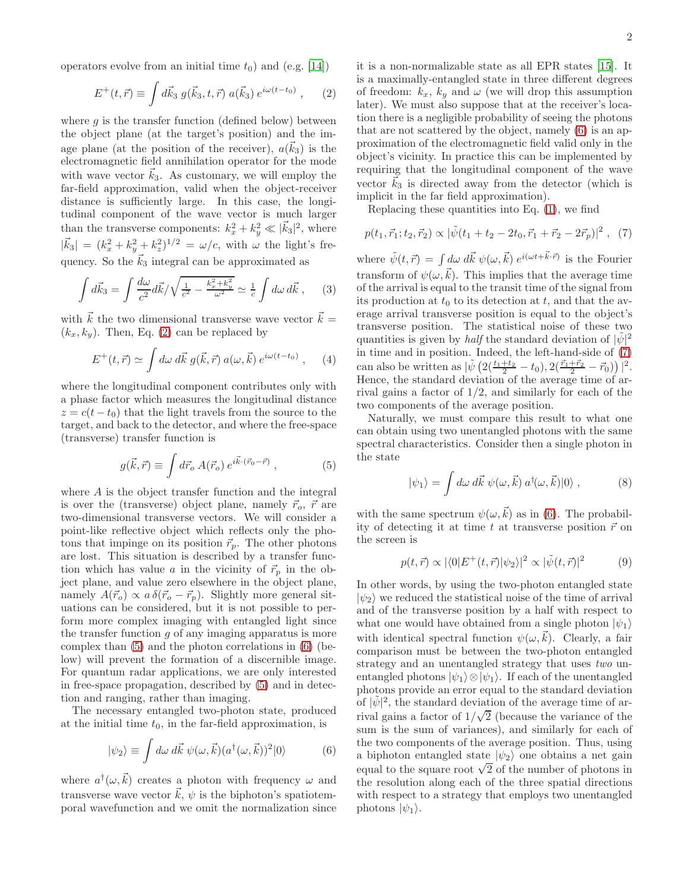operators evolve from an initial time $t_0$) and (e.g. [14])

$$E^+(t,\vec{r}) \equiv \int d\vec{k}_3 \; g(\vec{k}_3,t,\vec{r}) \; a(\vec{k}_3) \, e^{i\omega(t-t_0)} \; , \quad (2)$$

where $g$ is the transfer function (defined below) between the object plane (at the target's position) and the image plane (at the position of the receiver), $a(\vec{k}_3)$ is the electromagnetic field annihilation operator for the mode with wave vector $\vec{k}_3$. As customary, we will employ the far-field approximation, valid when the object-receiver distance is sufficiently large. In this case, the longitudinal component of the wave vector is much larger than the transverse components: $k_x^2+k_y^2 \ll |\vec{k}_3|^2$, where $|\vec{k}_3| = (k_x^2+k_y^2+k_z^2)^{1/2} = \omega/c$, with $\omega$ the light's frequency. So the $\vec{k}_3$ integral can be approximated as

$$\int d\vec{k}_3 = \int \frac{d\omega}{c^2} d\vec{k} \Big/ \sqrt{\tfrac{1}{c^2} - \tfrac{k_x^2+k_y^2}{\omega^2}} \simeq \tfrac{1}{c} \int d\omega \, d\vec{k} \; , \quad (3)$$

with $\vec{k}$ the two dimensional transverse wave vector $\vec{k} = (k_x, k_y)$. Then, Eq. (2) can be replaced by

$$E^+(t,\vec{r}) \simeq \int d\omega \; d\vec{k} \; g(\vec{k},\vec{r}) \; a(\omega,\vec{k}) \, e^{i\omega(t-t_0)} \; , \quad (4)$$

where the longitudinal component contributes only with a phase factor which measures the longitudinal distance $z = c(t-t_0)$ that the light travels from the source to the target, and back to the detector, and where the free-space (transverse) transfer function is

$$g(\vec{k},\vec{r}) \equiv \int d\vec{r}_o \; A(\vec{r}_o) \, e^{i\vec{k}\cdot(\vec{r}_0-\vec{r})} \; , \quad (5)$$

where $A$ is the object transfer function and the integral is over the (transverse) object plane, namely $\vec{r}_o$, $\vec{r}$ are two-dimensional transverse vectors. We will consider a point-like reflective object which reflects only the photons that impinge on its position $\vec{r}_p$. The other photons are lost. This situation is described by a transfer function which has value $a$ in the vicinity of $\vec{r}_p$ in the object plane, and value zero elsewhere in the object plane, namely $A(\vec{r}_o) \propto a\,\delta(\vec{r}_o - \vec{r}_p)$. Slightly more general situations can be considered, but it is not possible to perform more complex imaging with entangled light since the transfer function $g$ of any imaging apparatus is more complex than (5) and the photon correlations in (6) (below) will prevent the formation of a discernible image. For quantum radar applications, we are only interested in free-space propagation, described by (5) and in detection and ranging, rather than imaging.

The necessary entangled two-photon state, produced at the initial time $t_0$, in the far-field approximation, is

$$|\psi_2\rangle \equiv \int d\omega \; d\vec{k} \; \psi(\omega,\vec{k}) (a^\dagger(\omega,\vec{k}))^2 |0\rangle \quad (6)$$

where $a^\dagger(\omega,\vec{k})$ creates a photon with frequency $\omega$ and transverse wave vector $\vec{k}$, $\psi$ is the biphoton's spatiotemporal wavefunction and we omit the normalization since it is a non-normalizable state as all EPR states [15]. It is a maximally-entangled state in three different degrees of freedom: $k_x$, $k_y$ and $\omega$ (we will drop this assumption later). We must also suppose that at the receiver's location there is a negligible probability of seeing the photons that are not scattered by the object, namely (6) is an approximation of the electromagnetic field valid only in the object's vicinity. In practice this can be implemented by requiring that the longitudinal component of the wave vector $\vec{k}_3$ is directed away from the detector (which is implicit in the far field approximation).

Replacing these quantities into Eq. (1), we find

$$p(t_1,\vec{r}_1;t_2,\vec{r}_2) \propto |\tilde{\psi}(t_1+t_2-2t_0, \vec{r}_1+\vec{r}_2-2\vec{r}_p)|^2 \; , \quad (7)$$

where $\tilde{\psi}(t,\vec{r}) = \int d\omega \; d\vec{k} \; \psi(\omega,\vec{k}) \, e^{i(\omega t + \vec{k}\cdot\vec{r})}$ is the Fourier transform of $\psi(\omega,\vec{k})$. This implies that the average time of the arrival is equal to the transit time of the signal from its production at $t_0$ to its detection at $t$, and that the average arrival transverse position is equal to the object's transverse position. The statistical noise of these two quantities is given by *half* the standard deviation of $|\tilde{\psi}|^2$ in time and in position. Indeed, the left-hand-side of (7) can also be written as $|\tilde{\psi}\left(2(\frac{t_1+t_2}{2}-t_0), 2(\frac{\vec{r}_1+\vec{r}_2}{2}-\vec{r}_0)\right)|^2$. Hence, the standard deviation of the average time of arrival gains a factor of $1/2$, and similarly for each of the two components of the average position.

Naturally, we must compare this result to what one can obtain using two unentangled photons with the same spectral characteristics. Consider then a single photon in the state

$$|\psi_1\rangle = \int d\omega \; d\vec{k} \; \psi(\omega,\vec{k}) \, a^\dagger(\omega,\vec{k})|0\rangle \; , \quad (8)$$

with the same spectrum $\psi(\omega,\vec{k})$ as in (6). The probability of detecting it at time $t$ at transverse position $\vec{r}$ on the screen is

$$p(t,\vec{r}) \propto |\langle 0|E^+(t,\vec{r})|\psi_2\rangle|^2 \propto |\tilde{\psi}(t,\vec{r})|^2 \quad (9)$$

In other words, by using the two-photon entangled state $|\psi_2\rangle$ we reduced the statistical noise of the time of arrival and of the transverse position by a half with respect to what one would have obtained from a single photon $|\psi_1\rangle$ with identical spectral function $\psi(\omega,\vec{k})$. Clearly, a fair comparison must be between the two-photon entangled strategy and an unentangled strategy that uses *two* unentangled photons $|\psi_1\rangle\otimes|\psi_1\rangle$. If each of the unentangled photons provide an error equal to the standard deviation of $|\tilde{\psi}|^2$, the standard deviation of the average time of arrival gains a factor of $1/\sqrt{2}$ (because the variance of the sum is the sum of variances), and similarly for each of the two components of the average position. Thus, using a biphoton entangled state $|\psi_2\rangle$ one obtains a net gain equal to the square root $\sqrt{2}$ of the number of photons in the resolution along each of the three spatial directions with respect to a strategy that employs two unentangled photons $|\psi_1\rangle$.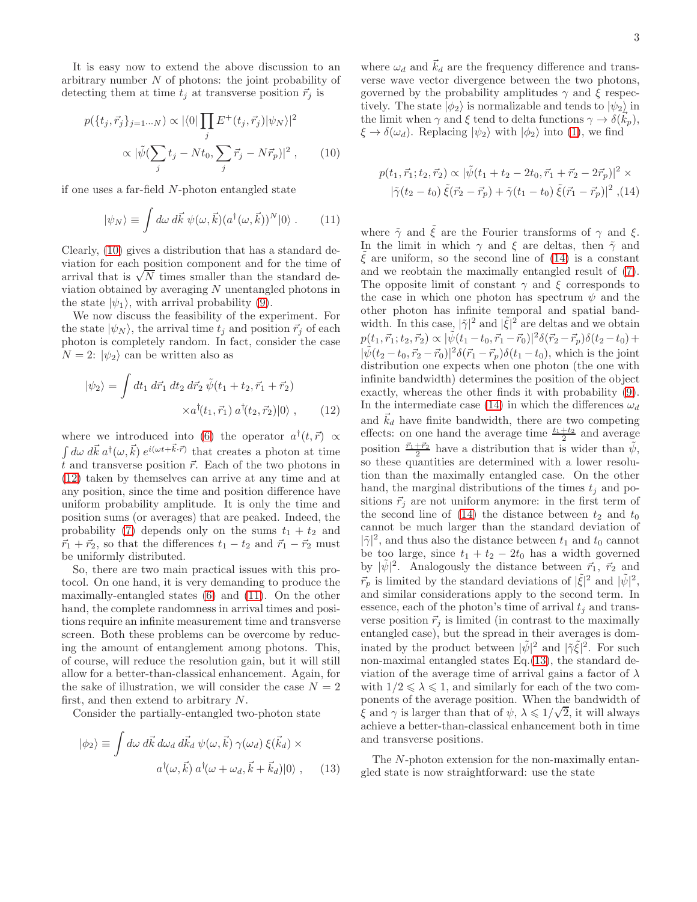It is easy now to extend the above discussion to an arbitrary number $N$ of photons: the joint probability of detecting them at time $t_j$ at transverse position $\vec{r}_j$ is

$$
p(\{t_j, \vec{r}_j\}_{j=1\cdots N}) \propto |\langle 0| \prod_j E^+(t_j, \vec{r}_j)|\psi_N\rangle|^2 \propto |\tilde{\psi}(\sum_j t_j - N t_0, \sum_j \vec{r}_j - N\vec{r}_p)|^2 , \qquad (10)
$$

if one uses a far-field $N$-photon entangled state

$$
|\psi_N\rangle \equiv \int d\omega\, d\vec{k}\; \psi(\omega, \vec{k}) (a^\dagger(\omega, \vec{k}))^N |0\rangle . \qquad (11)
$$

Clearly, (10) gives a distribution that has a standard deviation for each position component and for the time of arrival that is $\sqrt{N}$ times smaller than the standard deviation obtained by averaging $N$ unentangled photons in the state $|\psi_1\rangle$, with arrival probability (9).

We now discuss the feasibility of the experiment. For the state $|\psi_N\rangle$, the arrival time $t_j$ and position $\vec{r}_j$ of each photon is completely random. In fact, consider the case $N = 2$: $|\psi_2\rangle$ can be written also as

$$
|\psi_2\rangle = \int dt_1\, d\vec{r}_1\, dt_2\, d\vec{r}_2\; \tilde{\psi}(t_1 + t_2, \vec{r}_1 + \vec{r}_2) \times a^\dagger(t_1, \vec{r}_1)\, a^\dagger(t_2, \vec{r}_2)|0\rangle , \qquad (12)
$$

where we introduced into (6) the operator $a^\dagger(t, \vec{r}) \propto \int d\omega\, d\vec{k}\; a^\dagger(\omega, \vec{k})\, e^{i(\omega t + \vec{k}\cdot\vec{r})}$ that creates a photon at time $t$ and transverse position $\vec{r}$. Each of the two photons in (12) taken by themselves can arrive at any time and at any position, since the time and position difference have uniform probability amplitude. It is only the time and position sums (or averages) that are peaked. Indeed, the probability (7) depends only on the sums $t_1 + t_2$ and $\vec{r}_1 + \vec{r}_2$, so that the differences $t_1 - t_2$ and $\vec{r}_1 - \vec{r}_2$ must be uniformly distributed.

So, there are two main practical issues with this protocol. On one hand, it is very demanding to produce the maximally-entangled states (6) and (11). On the other hand, the complete randomness in arrival times and positions require an infinite measurement time and transverse screen. Both these problems can be overcome by reducing the amount of entanglement among photons. This, of course, will reduce the resolution gain, but it will still allow for a better-than-classical enhancement. Again, for the sake of illustration, we will consider the case $N = 2$ first, and then extend to arbitrary $N$.

Consider the partially-entangled two-photon state

$$
|\phi_2\rangle \equiv \int d\omega\, d\vec{k}\, d\omega_d\, d\vec{k}_d\; \psi(\omega, \vec{k})\, \gamma(\omega_d)\, \xi(\vec{k}_d) \times a^\dagger(\omega, \vec{k})\, a^\dagger(\omega + \omega_d, \vec{k} + \vec{k}_d)|0\rangle , \qquad (13)
$$

where $\omega_d$ and $\vec{k}_d$ are the frequency difference and transverse wave vector divergence between the two photons, governed by the probability amplitudes $\gamma$ and $\xi$ respectively. The state $|\phi_2\rangle$ is normalizable and tends to $|\psi_2\rangle$ in the limit when $\gamma$ and $\xi$ tend to delta functions $\gamma \to \delta(\vec{k}_p)$, $\xi \to \delta(\omega_d)$. Replacing $|\psi_2\rangle$ with $|\phi_2\rangle$ into (1), we find

$$
p(t_1, \vec{r}_1; t_2, \vec{r}_2) \propto |\tilde{\psi}(t_1 + t_2 - 2t_0, \vec{r}_1 + \vec{r}_2 - 2\vec{r}_p)|^2 \times |\tilde{\gamma}(t_2 - t_0)\, \tilde{\xi}(\vec{r}_2 - \vec{r}_p) + \tilde{\gamma}(t_1 - t_0)\, \tilde{\xi}(\vec{r}_1 - \vec{r}_p)|^2 , \qquad (14)
$$

where $\tilde{\gamma}$ and $\tilde{\xi}$ are the Fourier transforms of $\gamma$ and $\xi$. In the limit in which $\gamma$ and $\xi$ are deltas, then $\tilde{\gamma}$ and $\tilde{\xi}$ are uniform, so the second line of (14) is a constant and we reobtain the maximally entangled result of (7). The opposite limit of constant $\gamma$ and $\xi$ corresponds to the case in which one photon has spectrum $\psi$ and the other photon has infinite temporal and spatial bandwidth. In this case, $|\tilde{\gamma}|^2$ and $|\tilde{\xi}|^2$ are deltas and we obtain $p(t_1, \vec{r}_1; t_2, \vec{r}_2) \propto |\tilde{\psi}(t_1 - t_0, \vec{r}_1 - \vec{r}_0)|^2 \delta(\vec{r}_2 - \vec{r}_p)\delta(t_2 - t_0) + |\tilde{\psi}(t_2 - t_0, \vec{r}_2 - \vec{r}_0)|^2 \delta(\vec{r}_1 - \vec{r}_p)\delta(t_1 - t_0)$, which is the joint distribution one expects when one photon (the one with infinite bandwidth) determines the position of the object exactly, whereas the other finds it with probability (9). In the intermediate case (14) in which the differences $\omega_d$ and $\vec{k}_d$ have finite bandwidth, there are two competing effects: on one hand the average time $\frac{t_1+t_2}{2}$ and average position $\frac{\vec{r}_1+\vec{r}_2}{2}$ have a distribution that is wider than $\tilde{\psi}$, so these quantities are determined with a lower resolution than the maximally entangled case. On the other hand, the marginal distributions of the times $t_j$ and positions $\vec{r}_j$ are not uniform anymore: in the first term of the second line of (14) the distance between $t_2$ and $t_0$ cannot be much larger than the standard deviation of $|\tilde{\gamma}|^2$, and thus also the distance between $t_1$ and $t_0$ cannot be too large, since $t_1 + t_2 - 2t_0$ has a width governed by $|\tilde{\psi}|^2$. Analogously the distance between $\vec{r}_1$, $\vec{r}_2$ and $\vec{r}_p$ is limited by the standard deviations of $|\tilde{\xi}|^2$ and $|\tilde{\psi}|^2$, and similar considerations apply to the second term. In essence, each of the photon's time of arrival $t_j$ and transverse position $\vec{r}_j$ is limited (in contrast to the maximally entangled case), but the spread in their averages is dominated by the product between $|\tilde{\psi}|^2$ and $|\tilde{\gamma}\tilde{\xi}|^2$. For such non-maximal entangled states Eq.(13), the standard deviation of the average time of arrival gains a factor of $\lambda$ with $1/2 \leqslant \lambda \leqslant 1$, and similarly for each of the two components of the average position. When the bandwidth of $\xi$ and $\gamma$ is larger than that of $\psi$, $\lambda \leqslant 1/\sqrt{2}$, it will always achieve a better-than-classical enhancement both in time and transverse positions.

The $N$-photon extension for the non-maximally entangled state is now straightforward: use the state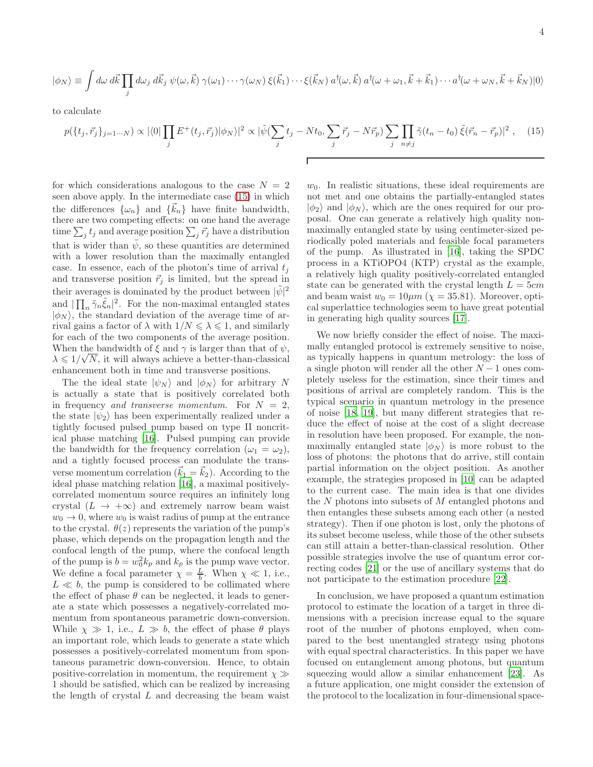$$|\phi_N\rangle \equiv \int d\omega\, d\vec{k} \prod_j d\omega_j\, d\vec{k}_j\, \psi(\omega,\vec{k})\, \gamma(\omega_1)\cdots\gamma(\omega_N)\, \xi(\vec{k}_1)\cdots\xi(\vec{k}_N)\, a^\dagger(\omega,\vec{k})\, a^\dagger(\omega+\omega_1,\vec{k}+\vec{k}_1)\cdots a^\dagger(\omega+\omega_N,\vec{k}+\vec{k}_N)|0\rangle$$

to calculate

$$p(\{t_j,\vec{r}_j\}_{j=1\cdots N}) \propto |\langle 0|\prod_j E^+(t_j,\vec{r}_j)|\phi_N\rangle|^2 \propto |\tilde{\psi}(\sum_j t_j - Nt_0, \sum_j \vec{r}_j - N\vec{r}_p) \sum_j \prod_{n\neq j} \tilde{\gamma}(t_n - t_0)\, \tilde{\xi}(\vec{r}_n - \vec{r}_p)|^2 , \quad (15)$$

for which considerations analogous to the case $N = 2$ seen above apply. In the intermediate case (15) in which the differences $\{\omega_n\}$ and $\{\vec{k}_n\}$ have finite bandwidth, there are two competing effects: on one hand the average time $\sum_j t_j$ and average position $\sum_j \vec{r}_j$ have a distribution that is wider than $\tilde{\psi}$, so these quantities are determined with a lower resolution than the maximally entangled case. In essence, each of the photon's time of arrival $t_j$ and transverse position $\vec{r}_j$ is limited, but the spread in their averages is dominated by the product between $|\tilde{\psi}|^2$ and $|\prod_n \tilde{\gamma}_n \tilde{\xi}_n|^2$. For the non-maximal entangled states $|\phi_N\rangle$, the standard deviation of the average time of arrival gains a factor of $\lambda$ with $1/N \leqslant \lambda \leqslant 1$, and similarly for each of the two components of the average position. When the bandwidth of $\xi$ and $\gamma$ is larger than that of $\psi$, $\lambda \leqslant 1/\sqrt{N}$, it will always achieve a better-than-classical enhancement both in time and transverse positions.

The the ideal state $|\psi_N\rangle$ and $|\phi_N\rangle$ for arbitrary $N$ is actually a state that is positively correlated both in frequency *and transverse momentum*. For $N = 2$, the state $|\psi_2\rangle$ has been experimentally realized under a tightly focused pulsed pump based on type II noncritical phase matching [16]. Pulsed pumping can provide the bandwidth for the frequency correlation ($\omega_1 = \omega_2$), and a tightly focused process can modulate the transverse momentum correlation ($\vec{k}_1 = \vec{k}_2$). According to the ideal phase matching relation [16], a maximal positively-correlated momentum source requires an infinitely long crystal ($L \to +\infty$) and extremely narrow beam waist $w_0 \to 0$, where $w_0$ is waist radius of pump at the entrance to the crystal. $\theta(z)$ represents the variation of the pump's phase, which depends on the propagation length and the confocal length of the pump, where the confocal length of the pump is $b = w_0^2 k_p$ and $k_p$ is the pump wave vector. We define a focal parameter $\chi = \frac{L}{b}$. When $\chi \ll 1$, i.e., $L \ll b$, the pump is considered to be collimated where the effect of phase $\theta$ can be neglected, it leads to generate a state which possesses a negatively-correlated momentum from spontaneous parametric down-conversion. While $\chi \gg 1$, i.e., $L \gg b$, the effect of phase $\theta$ plays an important role, which leads to generate a state which possesses a positively-correlated momentum from spontaneous parametric down-conversion. Hence, to obtain positive-correlation in momentum, the requirement $\chi \gg 1$ should be satisfied, which can be realized by increasing the length of crystal $L$ and decreasing the beam waist $w_0$. In realistic situations, these ideal requirements are not met and one obtains the partially-entangled states $|\phi_2\rangle$ and $|\phi_N\rangle$, which are the ones required for our proposal. One can generate a relatively high quality non-maximally entangled state by using centimeter-sized periodically poled materials and feasible focal parameters of the pump. As illustrated in [16], taking the SPDC process in a KTiOPO4 (KTP) crystal as the example, a relatively high quality positively-correlated entangled state can be generated with the crystal length $L = 5cm$ and beam waist $w_0 = 10\mu m$ ($\chi = 35.81$). Moreover, optical superlattice technologies seem to have great potential in generating high quality sources [17].

We now briefly consider the effect of noise. The maximally entangled protocol is extremely sensitive to noise, as typically happens in quantum metrology: the loss of a single photon will render all the other $N-1$ ones completely useless for the estimation, since their times and positions of arrival are completely random. This is the typical scenario in quantum metrology in the presence of noise [18, 19], but many different strategies that reduce the effect of noise at the cost of a slight decrease in resolution have been proposed. For example, the non-maximally entangled state $|\phi_N\rangle$ is more robust to the loss of photons: the photons that do arrive, still contain partial information on the object position. As another example, the strategies proposed in [10] can be adapted to the current case. The main idea is that one divides the $N$ photons into subsets of $M$ entangled photons and then entangles these subsets among each other (a nested strategy). Then if one photon is lost, only the photons of its subset become useless, while those of the other subsets can still attain a better-than-classical resolution. Other possible strategies involve the use of quantum error correcting codes [21] or the use of ancillary systems that do not participate to the estimation procedure [22].

In conclusion, we have proposed a quantum estimation protocol to estimate the location of a target in three dimensions with a precision increase equal to the square root of the number of photons employed, when compared to the best unentangled strategy using photons with equal spectral characteristics. In this paper we have focused on entanglement among photons, but quantum squeezing would allow a similar enhancement [23]. As a future application, one might consider the extension of the protocol to the localization in four-dimensional space-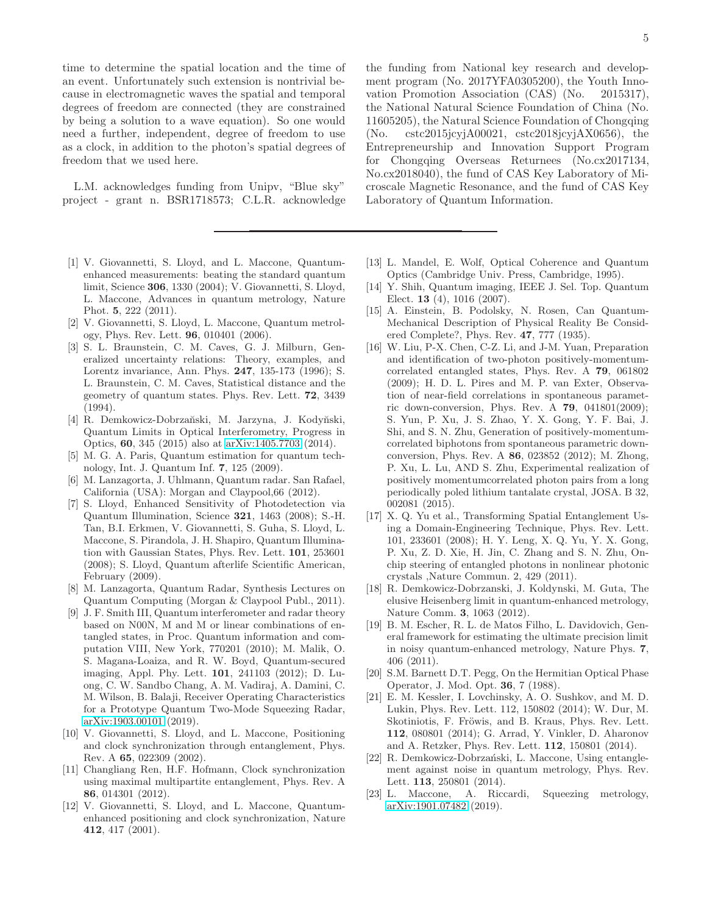time to determine the spatial location and the time of an event. Unfortunately such extension is nontrivial because in electromagnetic waves the spatial and temporal degrees of freedom are connected (they are constrained by being a solution to a wave equation). So one would need a further, independent, degree of freedom to use as a clock, in addition to the photon's spatial degrees of freedom that we used here.

L.M. acknowledges funding from Unipv, "Blue sky" project - grant n. BSR1718573; C.L.R. acknowledge the funding from National key research and development program (No. 2017YFA0305200), the Youth Innovation Promotion Association (CAS) (No. 2015317), the National Natural Science Foundation of China (No. 11605205), the Natural Science Foundation of Chongqing (No. cstc2015jcyjA00021, cstc2018jcyjAX0656), the Entrepreneurship and Innovation Support Program for Chongqing Overseas Returnees (No.cx2017134, No.cx2018040), the fund of CAS Key Laboratory of Microscale Magnetic Resonance, and the fund of CAS Key Laboratory of Quantum Information.

---

[1] V. Giovannetti, S. Lloyd, and L. Maccone, Quantum-enhanced measurements: beating the standard quantum limit, Science **306**, 1330 (2004); V. Giovannetti, S. Lloyd, L. Maccone, Advances in quantum metrology, Nature Phot. **5**, 222 (2011).

[2] V. Giovannetti, S. Lloyd, L. Maccone, Quantum metrology, Phys. Rev. Lett. **96**, 010401 (2006).

[3] S. L. Braunstein, C. M. Caves, G. J. Milburn, Generalized uncertainty relations: Theory, examples, and Lorentz invariance, Ann. Phys. **247**, 135-173 (1996); S. L. Braunstein, C. M. Caves, Statistical distance and the geometry of quantum states. Phys. Rev. Lett. **72**, 3439 (1994).

[4] R. Demkowicz-Dobrzański, M. Jarzyna, J. Kodyňski, Quantum Limits in Optical Interferometry, Progress in Optics, **60**, 345 (2015) also at arXiv:1405.7703 (2014).

[5] M. G. A. Paris, Quantum estimation for quantum technology, Int. J. Quantum Inf. **7**, 125 (2009).

[6] M. Lanzagorta, J. Uhlmann, Quantum radar. San Rafael, California (USA): Morgan and Claypool,66 (2012).

[7] S. Lloyd, Enhanced Sensitivity of Photodetection via Quantum Illumination, Science **321**, 1463 (2008); S.-H. Tan, B.I. Erkmen, V. Giovannetti, S. Guha, S. Lloyd, L. Maccone, S. Pirandola, J. H. Shapiro, Quantum Illumination with Gaussian States, Phys. Rev. Lett. **101**, 253601 (2008); S. Lloyd, Quantum afterlife Scientific American, February (2009).

[8] M. Lanzagorta, Quantum Radar, Synthesis Lectures on Quantum Computing (Morgan & Claypool Publ., 2011).

[9] J. F. Smith III, Quantum interferometer and radar theory based on N00N, M and M or linear combinations of entangled states, in Proc. Quantum information and computation VIII, New York, 770201 (2010); M. Malik, O. S. Magana-Loaiza, and R. W. Boyd, Quantum-secured imaging, Appl. Phy. Lett. **101**, 241103 (2012); D. Luong, C. W. Sandbo Chang, A. M. Vadiraj, A. Damini, C. M. Wilson, B. Balaji, Receiver Operating Characteristics for a Prototype Quantum Two-Mode Squeezing Radar, arXiv:1903.00101 (2019).

[10] V. Giovannetti, S. Lloyd, and L. Maccone, Positioning and clock synchronization through entanglement, Phys. Rev. A **65**, 022309 (2002).

[11] Changliang Ren, H.F. Hofmann, Clock synchronization using maximal multipartite entanglement, Phys. Rev. A **86**, 014301 (2012).

[12] V. Giovannetti, S. Lloyd, and L. Maccone, Quantum-enhanced positioning and clock synchronization, Nature **412**, 417 (2001).

[13] L. Mandel, E. Wolf, Optical Coherence and Quantum Optics (Cambridge Univ. Press, Cambridge, 1995).

[14] Y. Shih, Quantum imaging, IEEE J. Sel. Top. Quantum Elect. **13** (4), 1016 (2007).

[15] A. Einstein, B. Podolsky, N. Rosen, Can Quantum-Mechanical Description of Physical Reality Be Considered Complete?, Phys. Rev. **47**, 777 (1935).

[16] W. Liu, P-X. Chen, C-Z. Li, and J-M. Yuan, Preparation and identification of two-photon positively-momentum-correlated entangled states, Phys. Rev. A **79**, 061802 (2009); H. D. L. Pires and M. P. van Exter, Observation of near-field correlations in spontaneous parametric down-conversion, Phys. Rev. A **79**, 041801(2009); S. Yun, P. Xu, J. S. Zhao, Y. X. Gong, Y. F. Bai, J. Shi, and S. N. Zhu, Generation of positively-momentum-correlated biphotons from spontaneous parametric down-conversion, Phys. Rev. A **86**, 023852 (2012); M. Zhong, P. Xu, L. Lu, AND S. Zhu, Experimental realization of positively momentumcorrelated photon pairs from a long periodically poled lithium tantalate crystal, JOSA. B 32, 002081 (2015).

[17] X. Q. Yu et al., Transforming Spatial Entanglement Using a Domain-Engineering Technique, Phys. Rev. Lett. 101, 233601 (2008); H. Y. Leng, X. Q. Yu, Y. X. Gong, P. Xu, Z. D. Xie, H. Jin, C. Zhang and S. N. Zhu, On-chip steering of entangled photons in nonlinear photonic crystals ,Nature Commun. 2, 429 (2011).

[18] R. Demkowicz-Dobrzanski, J. Koldynski, M. Guta, The elusive Heisenberg limit in quantum-enhanced metrology, Nature Comm. **3**, 1063 (2012).

[19] B. M. Escher, R. L. de Matos Filho, L. Davidovich, General framework for estimating the ultimate precision limit in noisy quantum-enhanced metrology, Nature Phys. **7**, 406 (2011).

[20] S.M. Barnett D.T. Pegg, On the Hermitian Optical Phase Operator, J. Mod. Opt. **36**, 7 (1988).

[21] E. M. Kessler, I. Lovchinsky, A. O. Sushkov, and M. D. Lukin, Phys. Rev. Lett. 112, 150802 (2014); W. Dur, M. Skotiniotis, F. Fröwis, and B. Kraus, Phys. Rev. Lett. **112**, 080801 (2014); G. Arrad, Y. Vinkler, D. Aharonov and A. Retzker, Phys. Rev. Lett. **112**, 150801 (2014).

[22] R. Demkowicz-Dobrzański, L. Maccone, Using entanglement against noise in quantum metrology, Phys. Rev. Lett. **113**, 250801 (2014).

[23] L. Maccone, A. Riccardi, Squeezing metrology, arXiv:1901.07482 (2019).